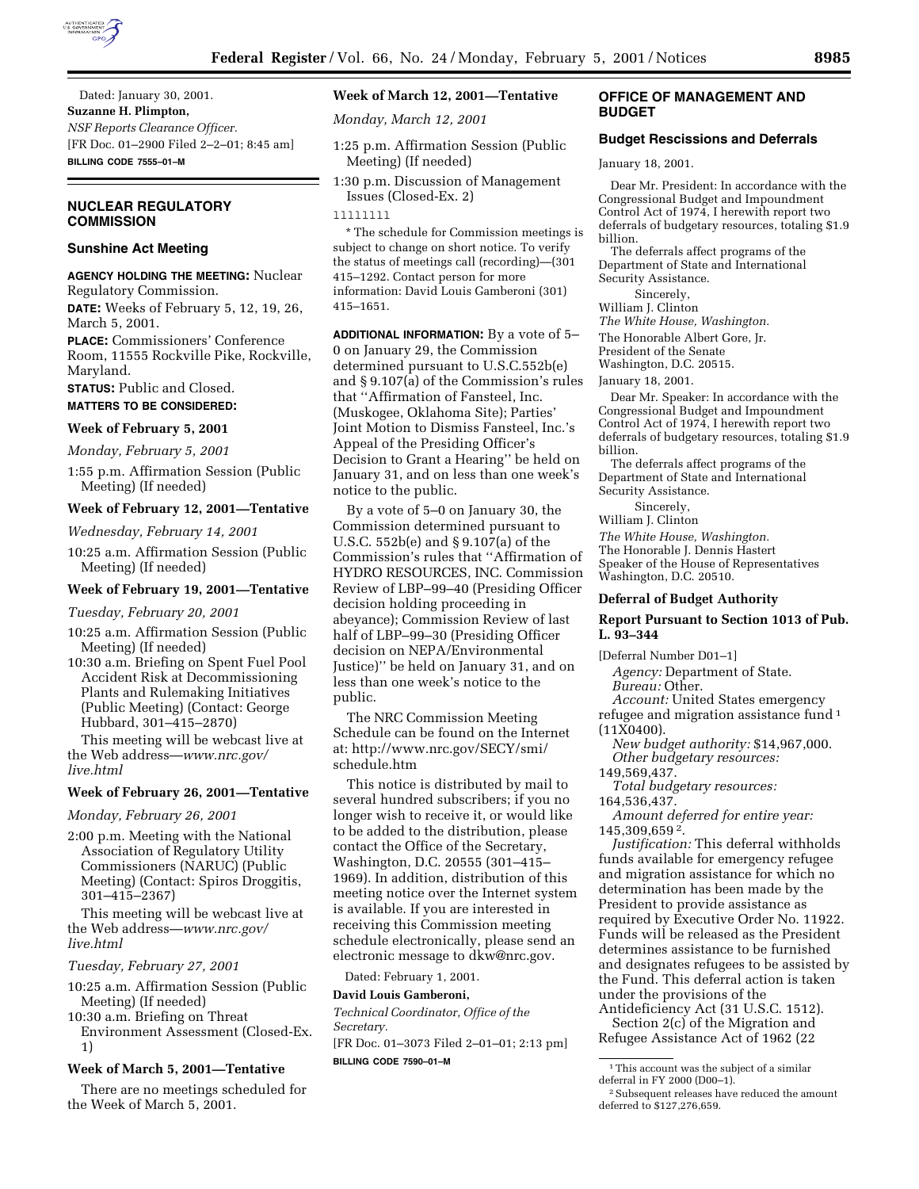Dated: January 30, 2001.

**Suzanne H. Plimpton,**

*NSF Reports Clearance Officer.*

[FR Doc. 01–2900 Filed 2–2–01; 8:45 am]

**BILLING CODE 7555–01–M**

## NUCLEAR REGULATORY COMMISSION

### Sunshine Act Meeting

**AGENCY HOLDING THE MEETING:** Nuclear Regulatory Commission.

**DATE:** Weeks of February 5, 12, 19, 26, March 5, 2001.

**PLACE:** Commissioners' Conference Room, 11555 Rockville Pike, Rockville, Maryland.

**STATUS:** Public and Closed.

**MATTERS TO BE CONSIDERED:**

#### Week of February 5, 2001

*Monday, February 5, 2001*

1:55 p.m. Affirmation Session (Public Meeting) (If needed)

#### Week of February 12, 2001—Tentative

*Wednesday, February 14, 2001*

10:25 a.m. Affirmation Session (Public Meeting) (If needed)

#### Week of February 19, 2001—Tentative

*Tuesday, February 20, 2001*

10:25 a.m. Affirmation Session (Public Meeting) (If needed)

10:30 a.m. Briefing on Spent Fuel Pool Accident Risk at Decommissioning Plants and Rulemaking Initiatives (Public Meeting) (Contact: George Hubbard, 301–415–2870)

This meeting will be webcast live at the Web address—*www.nrc.gov/live.html*

#### Week of February 26, 2001—Tentative

*Monday, February 26, 2001*

2:00 p.m. Meeting with the National Association of Regulatory Utility Commissioners (NARUC) (Public Meeting) (Contact: Spiros Droggitis, 301–415–2367)

This meeting will be webcast live at the Web address—*www.nrc.gov/live.html*

*Tuesday, February 27, 2001*

10:25 a.m. Affirmation Session (Public Meeting) (If needed)

10:30 a.m. Briefing on Threat Environment Assessment (Closed-Ex. 1)

#### Week of March 5, 2001—Tentative

There are no meetings scheduled for the Week of March 5, 2001.

#### Week of March 12, 2001—Tentative

*Monday, March 12, 2001*

1:25 p.m. Affirmation Session (Public Meeting) (If needed)

1:30 p.m. Discussion of Management Issues (Closed-Ex. 2)

llllllll

* The schedule for Commission meetings is subject to change on short notice. To verify the status of meetings call (recording)—(301 415–1292. Contact person for more information: David Louis Gamberoni (301) 415–1651.

**ADDITIONAL INFORMATION:** By a vote of 5–0 on January 29, the Commission determined pursuant to U.S.C.552b(e) and § 9.107(a) of the Commission's rules that ''Affirmation of Fansteel, Inc. (Muskogee, Oklahoma Site); Parties' Joint Motion to Dismiss Fansteel, Inc.'s Appeal of the Presiding Officer's Decision to Grant a Hearing'' be held on January 31, and on less than one week's notice to the public.

By a vote of 5–0 on January 30, the Commission determined pursuant to U.S.C. 552b(e) and § 9.107(a) of the Commission's rules that ''Affirmation of HYDRO RESOURCES, INC. Commission Review of LBP–99–40 (Presiding Officer decision holding proceeding in abeyance); Commission Review of last half of LBP–99–30 (Presiding Officer decision on NEPA/Environmental Justice)'' be held on January 31, and on less than one week's notice to the public.

The NRC Commission Meeting Schedule can be found on the Internet at: http://www.nrc.gov/SECY/smi/schedule.htm

This notice is distributed by mail to several hundred subscribers; if you no longer wish to receive it, or would like to be added to the distribution, please contact the Office of the Secretary, Washington, D.C. 20555 (301–415–1969). In addition, distribution of this meeting notice over the Internet system is available. If you are interested in receiving this Commission meeting schedule electronically, please send an electronic message to dkw@nrc.gov.

Dated: February 1, 2001.

**David Louis Gamberoni,**

*Technical Coordinator, Office of the Secretary.*

[FR Doc. 01–3073 Filed 2–01–01; 2:13 pm]

**BILLING CODE 7590–01–M**

## OFFICE OF MANAGEMENT AND BUDGET

### Budget Rescissions and Deferrals

January 18, 2001.

Dear Mr. President: In accordance with the Congressional Budget and Impoundment Control Act of 1974, I herewith report two deferrals of budgetary resources, totaling $1.9 billion.

The deferrals affect programs of the Department of State and International Security Assistance.

Sincerely,

William J. Clinton

*The White House, Washington.*

The Honorable Albert Gore, Jr.
President of the Senate
Washington, D.C. 20515.

January 18, 2001.

Dear Mr. Speaker: In accordance with the Congressional Budget and Impoundment Control Act of 1974, I herewith report two deferrals of budgetary resources, totaling $1.9 billion.

The deferrals affect programs of the Department of State and International Security Assistance.

Sincerely,

William J. Clinton

*The White House, Washington.*

The Honorable J. Dennis Hastert
Speaker of the House of Representatives
Washington, D.C. 20510.

#### Deferral of Budget Authority

#### Report Pursuant to Section 1013 of Pub. L. 93–344

[Deferral Number D01–1]

*Agency:* Department of State.

*Bureau:* Other.

*Account:* United States emergency refugee and migration assistance fund [1] (11X0400).

*New budget authority:* $14,967,000.

*Other budgetary resources:* 149,569,437.

*Total budgetary resources:* 164,536,437.

*Amount deferred for entire year:* 145,309,659 [2].

*Justification:* This deferral withholds funds available for emergency refugee and migration assistance for which no determination has been made by the President to provide assistance as required by Executive Order No. 11922. Funds will be released as the President determines assistance to be furnished and designates refugees to be assisted by the Fund. This deferral action is taken under the provisions of the Antideficiency Act (31 U.S.C. 1512).

Section 2(c) of the Migration and Refugee Assistance Act of 1962 (22

[1] This account was the subject of a similar deferral in FY 2000 (D00–1).

[2] Subsequent releases have reduced the amount deferred to $127,276,659.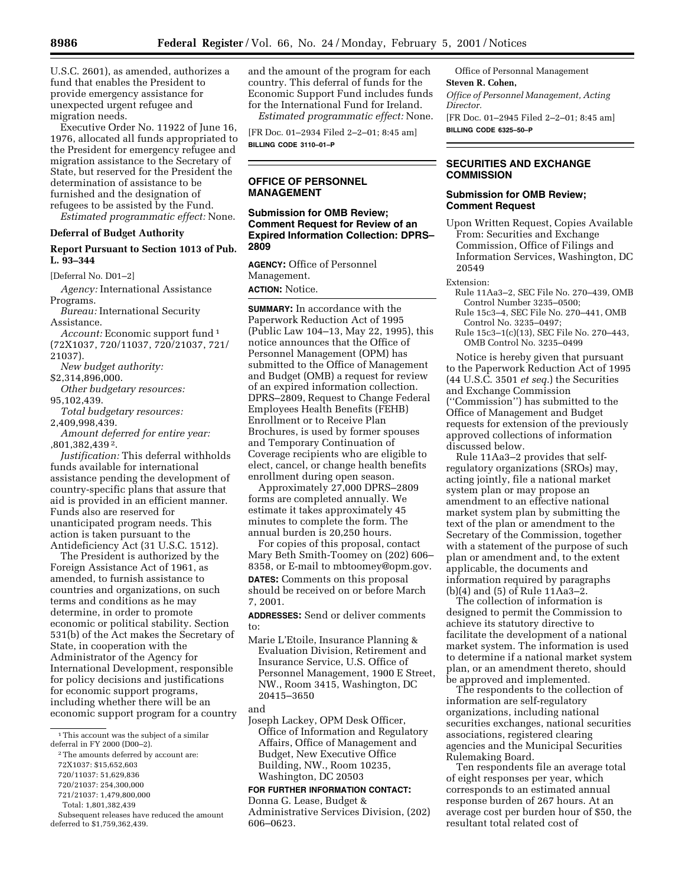U.S.C. 2601), as amended, authorizes a fund that enables the President to provide emergency assistance for unexpected urgent refugee and migration needs.

Executive Order No. 11922 of June 16, 1976, allocated all funds appropriated to the President for emergency refugee and migration assistance to the Secretary of State, but reserved for the President the determination of assistance to be furnished and the designation of refugees to be assisted by the Fund.

*Estimated programmatic effect:* None.

### Deferral of Budget Authority

### Report Pursuant to Section 1013 of Pub. L. 93–344

[Deferral No. D01–2]

*Agency:* International Assistance Programs.

*Bureau:* International Security Assistance.

*Account:* Economic support fund [1] (72X1037, 720/11037, 720/21037, 721/21037).

*New budget authority:* $2,314,896,000.

*Other budgetary resources:* 95,102,439.

*Total budgetary resources:* 2,409,998,439.

*Amount deferred for entire year:* ,801,382,439 [2].

*Justification:* This deferral withholds funds available for international assistance pending the development of country-specific plans that assure that aid is provided in an efficient manner. Funds also are reserved for unanticipated program needs. This action is taken pursuant to the Antideficiency Act (31 U.S.C. 1512).

The President is authorized by the Foreign Assistance Act of 1961, as amended, to furnish assistance to countries and organizations, on such terms and conditions as he may determine, in order to promote economic or political stability. Section 531(b) of the Act makes the Secretary of State, in cooperation with the Administrator of the Agency for International Development, responsible for policy decisions and justifications for economic support programs, including whether there will be an economic support program for a country and the amount of the program for each country. This deferral of funds for the Economic Support Fund includes funds for the International Fund for Ireland.

*Estimated programmatic effect:* None.

[1] This account was the subject of a similar deferral in FY 2000 (D00–2).

[2] The amounts deferred by account are:

72X1037: $15,652,603

720/11037: 51,629,836

720/21037: 254,300,000

721/21037: 1,479,800,000

Total: 1,801,382,439

Subsequent releases have reduced the amount deferred to $1,759,362,439.

[FR Doc. 01–2934 Filed 2–2–01; 8:45 am]

**BILLING CODE 3110–01–P**

## OFFICE OF PERSONNEL MANAGEMENT

### Submission for OMB Review; Comment Request for Review of an Expired Information Collection: DPRS–2809

**AGENCY:** Office of Personnel Management.

**ACTION:** Notice.

**SUMMARY:** In accordance with the Paperwork Reduction Act of 1995 (Public Law 104–13, May 22, 1995), this notice announces that the Office of Personnel Management (OPM) has submitted to the Office of Management and Budget (OMB) a request for review of an expired information collection. DPRS–2809, Request to Change Federal Employees Health Benefits (FEHB) Enrollment or to Receive Plan Brochures, is used by former spouses and Temporary Continuation of Coverage recipients who are eligible to elect, cancel, or change health benefits enrollment during open season.

Approximately 27,000 DPRS–2809 forms are completed annually. We estimate it takes approximately 45 minutes to complete the form. The annual burden is 20,250 hours.

For copies of this proposal, contact Mary Beth Smith-Toomey on (202) 606–8358, or E-mail to mbtoomey@opm.gov.

**DATES:** Comments on this proposal should be received on or before March 7, 2001.

**ADDRESSES:** Send or deliver comments to:

Marie L'Etoile, Insurance Planning & Evaluation Division, Retirement and Insurance Service, U.S. Office of Personnel Management, 1900 E Street, NW., Room 3415, Washington, DC 20415–3650

and

Joseph Lackey, OPM Desk Officer, Office of Information and Regulatory Affairs, Office of Management and Budget, New Executive Office Building, NW., Room 10235, Washington, DC 20503

**FOR FURTHER INFORMATION CONTACT:** Donna G. Lease, Budget & Administrative Services Division, (202) 606–0623.

Office of Personnal Management

**Steven R. Cohen,**

*Office of Personnel Management, Acting Director.*

[FR Doc. 01–2945 Filed 2–2–01; 8:45 am]

**BILLING CODE 6325–50–P**

## SECURITIES AND EXCHANGE COMMISSION

### Submission for OMB Review; Comment Request

Upon Written Request, Copies Available From: Securities and Exchange Commission, Office of Filings and Information Services, Washington, DC 20549

Extension:

Rule 11Aa3–2, SEC File No. 270–439, OMB Control Number 3235–0500;

Rule 15c3–4, SEC File No. 270–441, OMB Control No. 3235–0497;

Rule 15c3–1(c)(13), SEC File No. 270–443, OMB Control No. 3235–0499

Notice is hereby given that pursuant to the Paperwork Reduction Act of 1995 (44 U.S.C. 3501 *et seq.*) the Securities and Exchange Commission (''Commission'') has submitted to the Office of Management and Budget requests for extension of the previously approved collections of information discussed below.

Rule 11Aa3–2 provides that self-regulatory organizations (SROs) may, acting jointly, file a national market system plan or may propose an amendment to an effective national market system plan by submitting the text of the plan or amendment to the Secretary of the Commission, together with a statement of the purpose of such plan or amendment and, to the extent applicable, the documents and information required by paragraphs (b)(4) and (5) of Rule 11Aa3–2.

The collection of information is designed to permit the Commission to achieve its statutory directive to facilitate the development of a national market system. The information is used to determine if a national market system plan, or an amendment thereto, should be approved and implemented.

The respondents to the collection of information are self-regulatory organizations, including national securities exchanges, national securities associations, registered clearing agencies and the Municipal Securities Rulemaking Board.

Ten respondents file an average total of eight responses per year, which corresponds to an estimated annual response burden of 267 hours. At an average cost per burden hour of $50, the resultant total related cost of